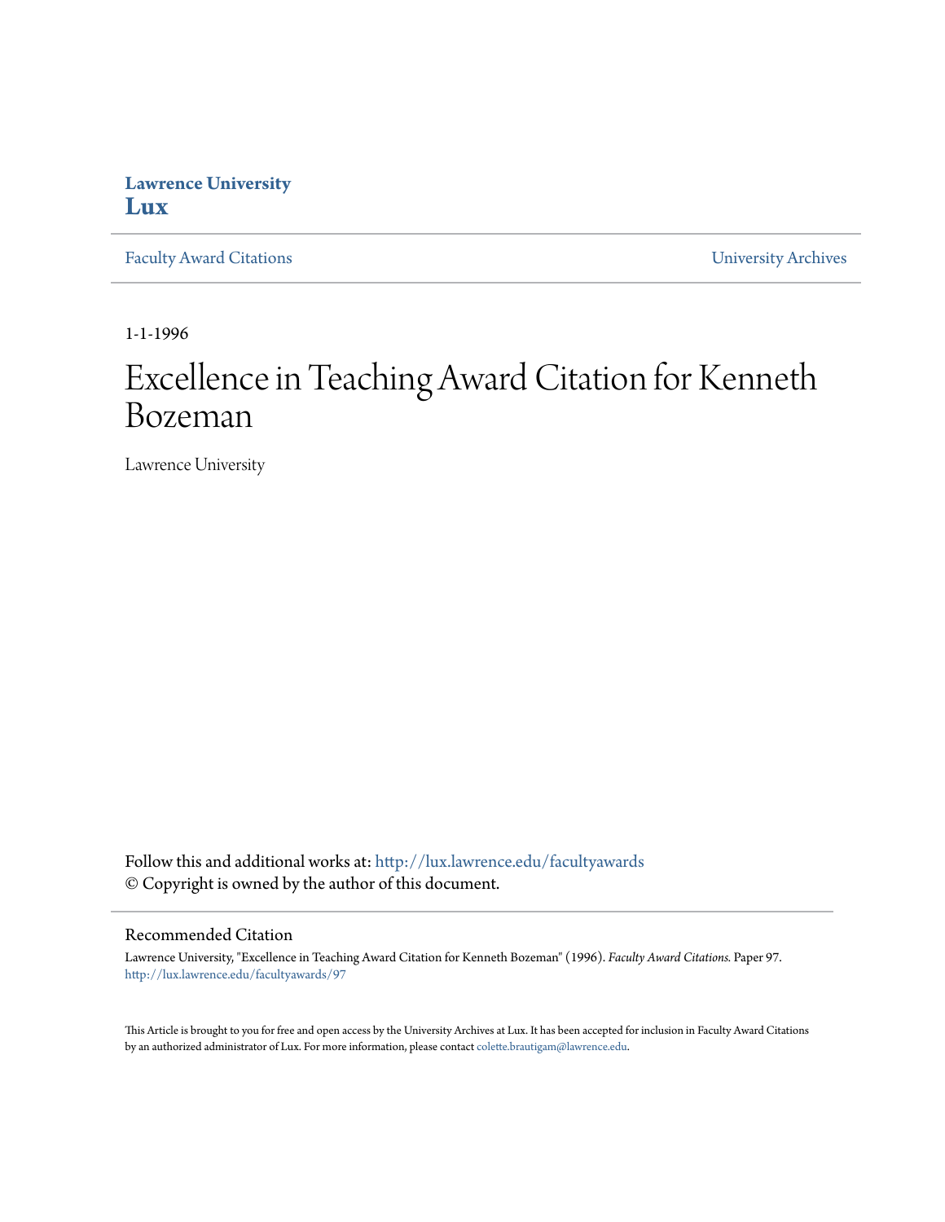**Lawrence University**
**Lux**

Faculty Award Citations | University Archives

1-1-1996

# Excellence in Teaching Award Citation for Kenneth Bozeman

Lawrence University

Follow this and additional works at: http://lux.lawrence.edu/facultyawards
© Copyright is owned by the author of this document.

## Recommended Citation

Lawrence University, "Excellence in Teaching Award Citation for Kenneth Bozeman" (1996). *Faculty Award Citations.* Paper 97.
http://lux.lawrence.edu/facultyawards/97

This Article is brought to you for free and open access by the University Archives at Lux. It has been accepted for inclusion in Faculty Award Citations by an authorized administrator of Lux. For more information, please contact colette.brautigam@lawrence.edu.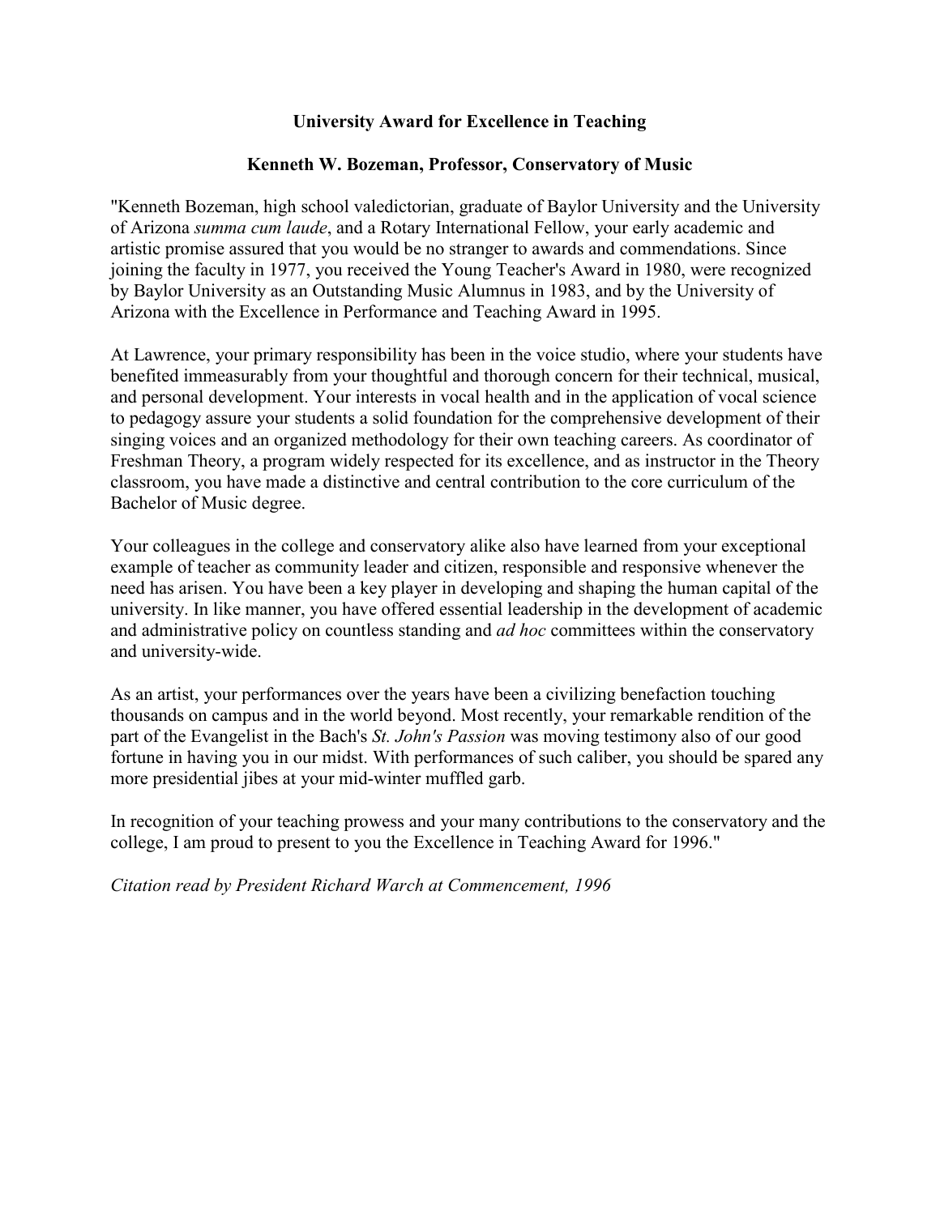## University Award for Excellence in Teaching

### Kenneth W. Bozeman, Professor, Conservatory of Music

"Kenneth Bozeman, high school valedictorian, graduate of Baylor University and the University of Arizona *summa cum laude*, and a Rotary International Fellow, your early academic and artistic promise assured that you would be no stranger to awards and commendations. Since joining the faculty in 1977, you received the Young Teacher's Award in 1980, were recognized by Baylor University as an Outstanding Music Alumnus in 1983, and by the University of Arizona with the Excellence in Performance and Teaching Award in 1995.

At Lawrence, your primary responsibility has been in the voice studio, where your students have benefited immeasurably from your thoughtful and thorough concern for their technical, musical, and personal development. Your interests in vocal health and in the application of vocal science to pedagogy assure your students a solid foundation for the comprehensive development of their singing voices and an organized methodology for their own teaching careers. As coordinator of Freshman Theory, a program widely respected for its excellence, and as instructor in the Theory classroom, you have made a distinctive and central contribution to the core curriculum of the Bachelor of Music degree.

Your colleagues in the college and conservatory alike also have learned from your exceptional example of teacher as community leader and citizen, responsible and responsive whenever the need has arisen. You have been a key player in developing and shaping the human capital of the university. In like manner, you have offered essential leadership in the development of academic and administrative policy on countless standing and *ad hoc* committees within the conservatory and university-wide.

As an artist, your performances over the years have been a civilizing benefaction touching thousands on campus and in the world beyond. Most recently, your remarkable rendition of the part of the Evangelist in the Bach's *St. John's Passion* was moving testimony also of our good fortune in having you in our midst. With performances of such caliber, you should be spared any more presidential jibes at your mid-winter muffled garb.

In recognition of your teaching prowess and your many contributions to the conservatory and the college, I am proud to present to you the Excellence in Teaching Award for 1996."

*Citation read by President Richard Warch at Commencement, 1996*